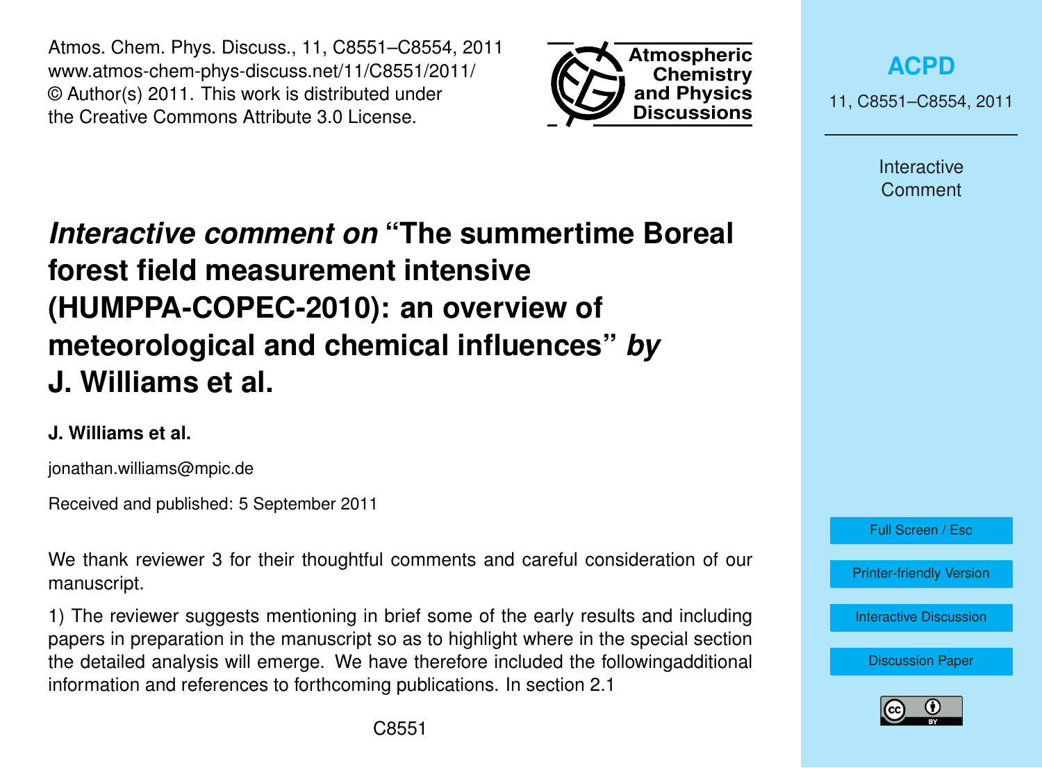# *Interactive comment on* "The summertime Boreal forest field measurement intensive (HUMPPA-COPEC-2010): an overview of meteorological and chemical influences" *by* J. Williams et al.

**J. Williams et al.**

jonathan.williams@mpic.de

Received and published: 5 September 2011

We thank reviewer 3 for their thoughtful comments and careful consideration of our manuscript.

1) The reviewer suggests mentioning in brief some of the early results and including papers in preparation in the manuscript so as to highlight where in the special section the detailed analysis will emerge. We have therefore included the followingadditional information and references to forthcoming publications. In section 2.1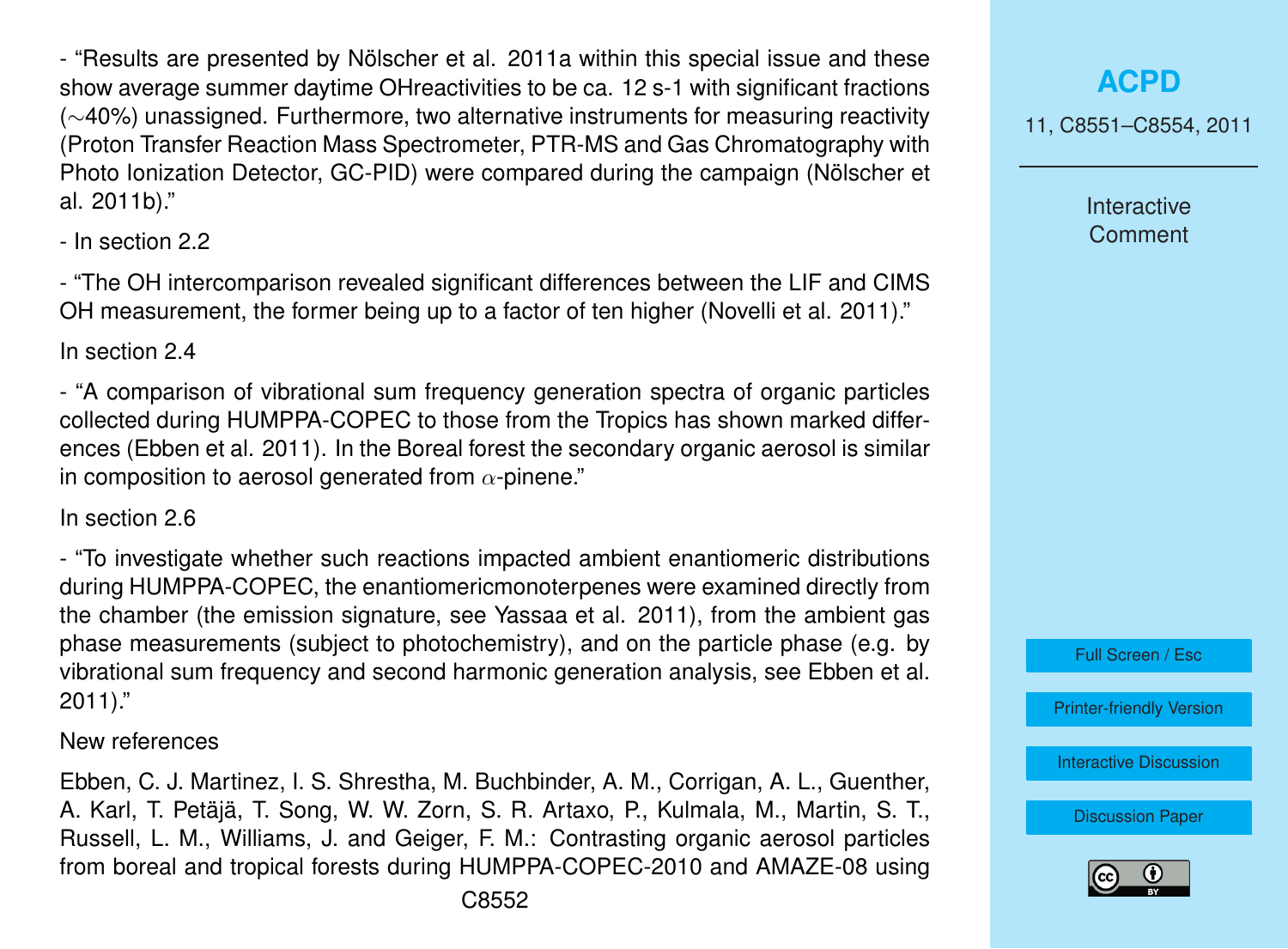- "Results are presented by Nölscher et al. 2011a within this special issue and these show average summer daytime OHreactivities to be ca. 12 s-1 with significant fractions (∼40%) unassigned. Furthermore, two alternative instruments for measuring reactivity (Proton Transfer Reaction Mass Spectrometer, PTR-MS and Gas Chromatography with Photo Ionization Detector, GC-PID) were compared during the campaign (Nölscher et al. 2011b)."

- In section 2.2

- "The OH intercomparison revealed significant differences between the LIF and CIMS OH measurement, the former being up to a factor of ten higher (Novelli et al. 2011)."

In section 2.4

- "A comparison of vibrational sum frequency generation spectra of organic particles collected during HUMPPA-COPEC to those from the Tropics has shown marked differences (Ebben et al. 2011). In the Boreal forest the secondary organic aerosol is similar in composition to aerosol generated from $\alpha$-pinene."

In section 2.6

- "To investigate whether such reactions impacted ambient enantiomeric distributions during HUMPPA-COPEC, the enantiomericmonoterpenes were examined directly from the chamber (the emission signature, see Yassaa et al. 2011), from the ambient gas phase measurements (subject to photochemistry), and on the particle phase (e.g. by vibrational sum frequency and second harmonic generation analysis, see Ebben et al. 2011)."

New references

Ebben, C. J. Martinez, I. S. Shrestha, M. Buchbinder, A. M., Corrigan, A. L., Guenther, A. Karl, T. Petäjä, T. Song, W. W. Zorn, S. R. Artaxo, P., Kulmala, M., Martin, S. T., Russell, L. M., Williams, J. and Geiger, F. M.: Contrasting organic aerosol particles from boreal and tropical forests during HUMPPA-COPEC-2010 and AMAZE-08 using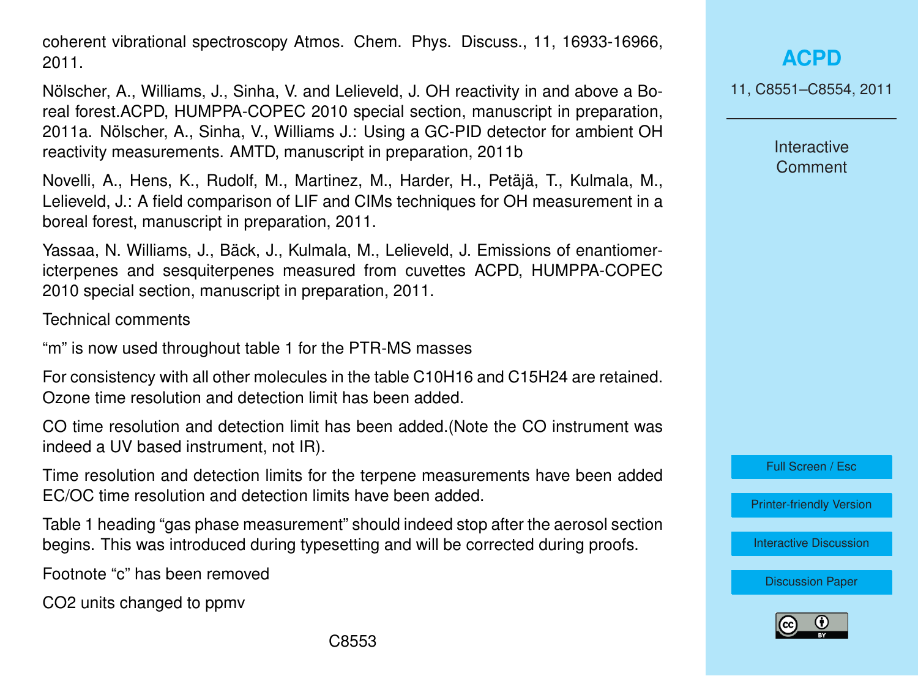coherent vibrational spectroscopy Atmos. Chem. Phys. Discuss., 11, 16933-16966, 2011.

Nölscher, A., Williams, J., Sinha, V. and Lelieveld, J. OH reactivity in and above a Boreal forest.ACPD, HUMPPA-COPEC 2010 special section, manuscript in preparation, 2011a. Nölscher, A., Sinha, V., Williams J.: Using a GC-PID detector for ambient OH reactivity measurements. AMTD, manuscript in preparation, 2011b

Novelli, A., Hens, K., Rudolf, M., Martinez, M., Harder, H., Petäjä, T., Kulmala, M., Lelieveld, J.: A field comparison of LIF and CIMs techniques for OH measurement in a boreal forest, manuscript in preparation, 2011.

Yassaa, N. Williams, J., Bäck, J., Kulmala, M., Lelieveld, J. Emissions of enantiomericterpenes and sesquiterpenes measured from cuvettes ACPD, HUMPPA-COPEC 2010 special section, manuscript in preparation, 2011.

Technical comments

"m" is now used throughout table 1 for the PTR-MS masses

For consistency with all other molecules in the table $C_{10}H_{16}$ and $C_{15}H_{24}$ are retained. Ozone time resolution and detection limit has been added.

CO time resolution and detection limit has been added.(Note the CO instrument was indeed a UV based instrument, not IR).

Time resolution and detection limits for the terpene measurements have been added EC/OC time resolution and detection limits have been added.

Table 1 heading "gas phase measurement" should indeed stop after the aerosol section begins. This was introduced during typesetting and will be corrected during proofs.

Footnote "c" has been removed

$CO_2$ units changed to ppmv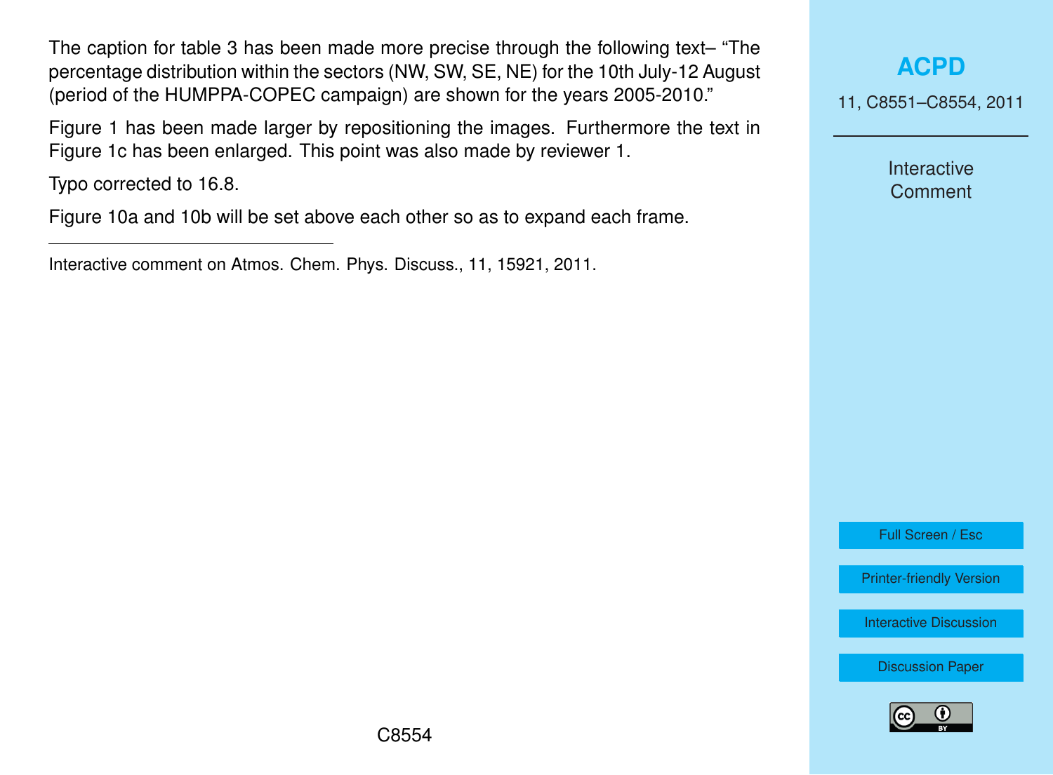The caption for table 3 has been made more precise through the following text– "The percentage distribution within the sectors (NW, SW, SE, NE) for the 10th July-12 August (period of the HUMPPA-COPEC campaign) are shown for the years 2005-2010."

Figure 1 has been made larger by repositioning the images. Furthermore the text in Figure 1c has been enlarged. This point was also made by reviewer 1.

Typo corrected to 16.8.

Figure 10a and 10b will be set above each other so as to expand each frame.

---

Interactive comment on Atmos. Chem. Phys. Discuss., 11, 15921, 2011.